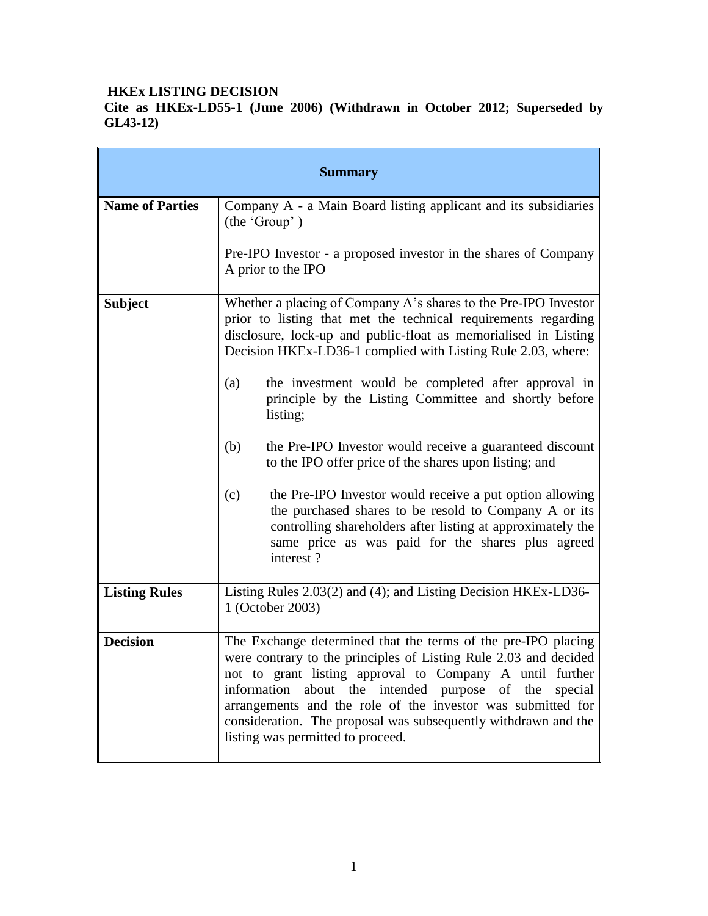**HKEx LISTING DECISION**

**Cite as HKEx-LD55-1 (June 2006) (Withdrawn in October 2012; Superseded by GL43-12)**

| Summary | |
|---|---|
| **Name of Parties** | Company A - a Main Board listing applicant and its subsidiaries (the 'Group')<br><br>Pre-IPO Investor - a proposed investor in the shares of Company A prior to the IPO |
| **Subject** | Whether a placing of Company A's shares to the Pre-IPO Investor prior to listing that met the technical requirements regarding disclosure, lock-up and public-float as memorialised in Listing Decision HKEx-LD36-1 complied with Listing Rule 2.03, where:<br><br>(a) the investment would be completed after approval in principle by the Listing Committee and shortly before listing;<br><br>(b) the Pre-IPO Investor would receive a guaranteed discount to the IPO offer price of the shares upon listing; and<br><br>(c) the Pre-IPO Investor would receive a put option allowing the purchased shares to be resold to Company A or its controlling shareholders after listing at approximately the same price as was paid for the shares plus agreed interest ? |
| **Listing Rules** | Listing Rules 2.03(2) and (4); and Listing Decision HKEx-LD36-1 (October 2003) |
| **Decision** | The Exchange determined that the terms of the pre-IPO placing were contrary to the principles of Listing Rule 2.03 and decided not to grant listing approval to Company A until further information about the intended purpose of the special arrangements and the role of the investor was submitted for consideration. The proposal was subsequently withdrawn and the listing was permitted to proceed. |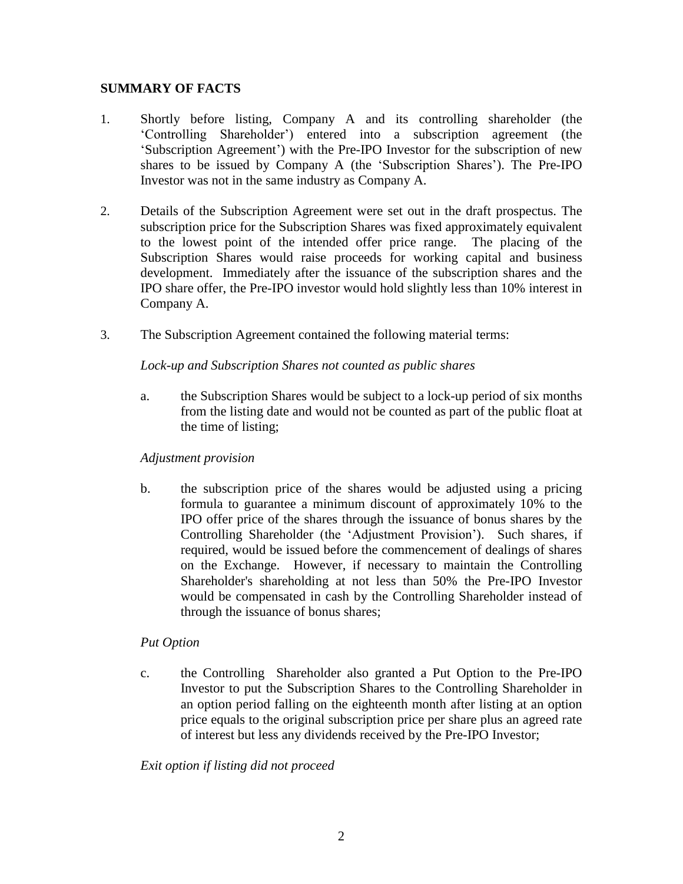## SUMMARY OF FACTS

1. Shortly before listing, Company A and its controlling shareholder (the 'Controlling Shareholder') entered into a subscription agreement (the 'Subscription Agreement') with the Pre-IPO Investor for the subscription of new shares to be issued by Company A (the 'Subscription Shares'). The Pre-IPO Investor was not in the same industry as Company A.

2. Details of the Subscription Agreement were set out in the draft prospectus. The subscription price for the Subscription Shares was fixed approximately equivalent to the lowest point of the intended offer price range. The placing of the Subscription Shares would raise proceeds for working capital and business development. Immediately after the issuance of the subscription shares and the IPO share offer, the Pre-IPO investor would hold slightly less than 10% interest in Company A.

3. The Subscription Agreement contained the following material terms:

   *Lock-up and Subscription Shares not counted as public shares*

   a. the Subscription Shares would be subject to a lock-up period of six months from the listing date and would not be counted as part of the public float at the time of listing;

   *Adjustment provision*

   b. the subscription price of the shares would be adjusted using a pricing formula to guarantee a minimum discount of approximately 10% to the IPO offer price of the shares through the issuance of bonus shares by the Controlling Shareholder (the 'Adjustment Provision'). Such shares, if required, would be issued before the commencement of dealings of shares on the Exchange. However, if necessary to maintain the Controlling Shareholder's shareholding at not less than 50% the Pre-IPO Investor would be compensated in cash by the Controlling Shareholder instead of through the issuance of bonus shares;

   *Put Option*

   c. the Controlling Shareholder also granted a Put Option to the Pre-IPO Investor to put the Subscription Shares to the Controlling Shareholder in an option period falling on the eighteenth month after listing at an option price equals to the original subscription price per share plus an agreed rate of interest but less any dividends received by the Pre-IPO Investor;

   *Exit option if listing did not proceed*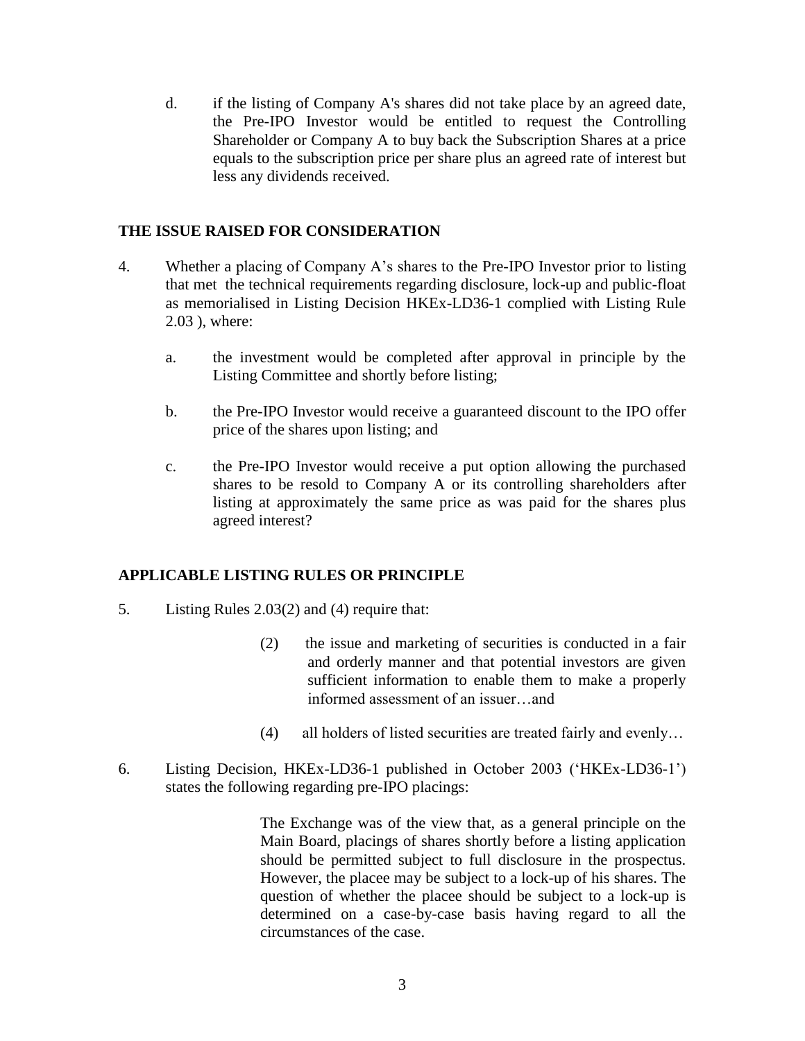d. if the listing of Company A's shares did not take place by an agreed date, the Pre-IPO Investor would be entitled to request the Controlling Shareholder or Company A to buy back the Subscription Shares at a price equals to the subscription price per share plus an agreed rate of interest but less any dividends received.

## THE ISSUE RAISED FOR CONSIDERATION

4. Whether a placing of Company A's shares to the Pre-IPO Investor prior to listing that met the technical requirements regarding disclosure, lock-up and public-float as memorialised in Listing Decision HKEx-LD36-1 complied with Listing Rule 2.03 ), where:

   a. the investment would be completed after approval in principle by the Listing Committee and shortly before listing;

   b. the Pre-IPO Investor would receive a guaranteed discount to the IPO offer price of the shares upon listing; and

   c. the Pre-IPO Investor would receive a put option allowing the purchased shares to be resold to Company A or its controlling shareholders after listing at approximately the same price as was paid for the shares plus agreed interest?

## APPLICABLE LISTING RULES OR PRINCIPLE

5. Listing Rules 2.03(2) and (4) require that:

   > (2) the issue and marketing of securities is conducted in a fair and orderly manner and that potential investors are given sufficient information to enable them to make a properly informed assessment of an issuer…and
   >
   > (4) all holders of listed securities are treated fairly and evenly…

6. Listing Decision, HKEx-LD36-1 published in October 2003 ('HKEx-LD36-1') states the following regarding pre-IPO placings:

   > The Exchange was of the view that, as a general principle on the Main Board, placings of shares shortly before a listing application should be permitted subject to full disclosure in the prospectus. However, the placee may be subject to a lock-up of his shares. The question of whether the placee should be subject to a lock-up is determined on a case-by-case basis having regard to all the circumstances of the case.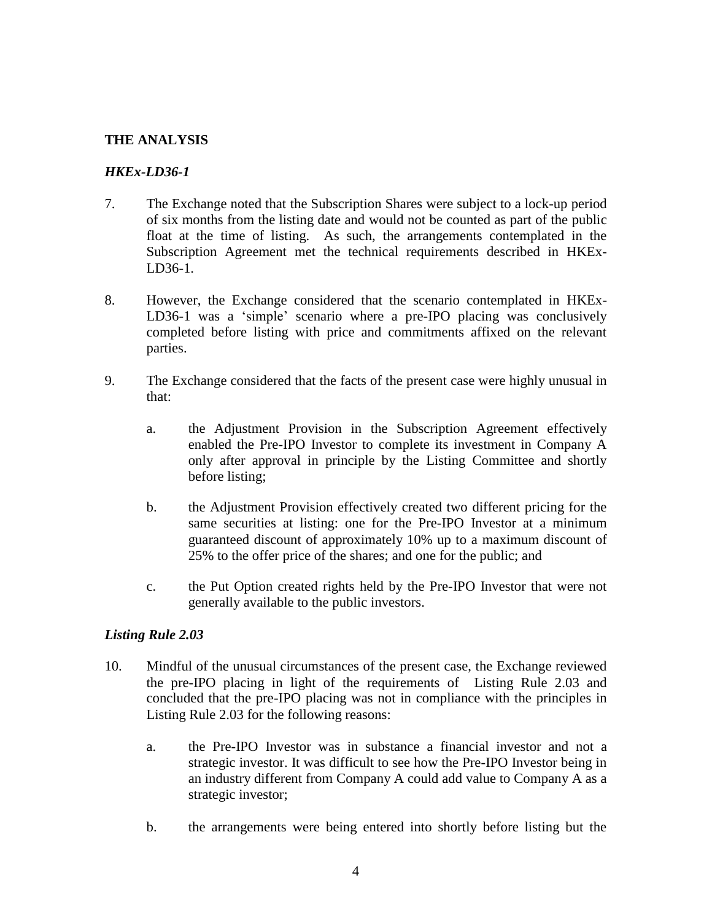## THE ANALYSIS

### *HKEx-LD36-1*

7. The Exchange noted that the Subscription Shares were subject to a lock-up period of six months from the listing date and would not be counted as part of the public float at the time of listing. As such, the arrangements contemplated in the Subscription Agreement met the technical requirements described in HKEx-LD36-1.

8. However, the Exchange considered that the scenario contemplated in HKEx-LD36-1 was a 'simple' scenario where a pre-IPO placing was conclusively completed before listing with price and commitments affixed on the relevant parties.

9. The Exchange considered that the facts of the present case were highly unusual in that:

   a. the Adjustment Provision in the Subscription Agreement effectively enabled the Pre-IPO Investor to complete its investment in Company A only after approval in principle by the Listing Committee and shortly before listing;

   b. the Adjustment Provision effectively created two different pricing for the same securities at listing: one for the Pre-IPO Investor at a minimum guaranteed discount of approximately 10% up to a maximum discount of 25% to the offer price of the shares; and one for the public; and

   c. the Put Option created rights held by the Pre-IPO Investor that were not generally available to the public investors.

### *Listing Rule 2.03*

10. Mindful of the unusual circumstances of the present case, the Exchange reviewed the pre-IPO placing in light of the requirements of Listing Rule 2.03 and concluded that the pre-IPO placing was not in compliance with the principles in Listing Rule 2.03 for the following reasons:

    a. the Pre-IPO Investor was in substance a financial investor and not a strategic investor. It was difficult to see how the Pre-IPO Investor being in an industry different from Company A could add value to Company A as a strategic investor;

    b. the arrangements were being entered into shortly before listing but the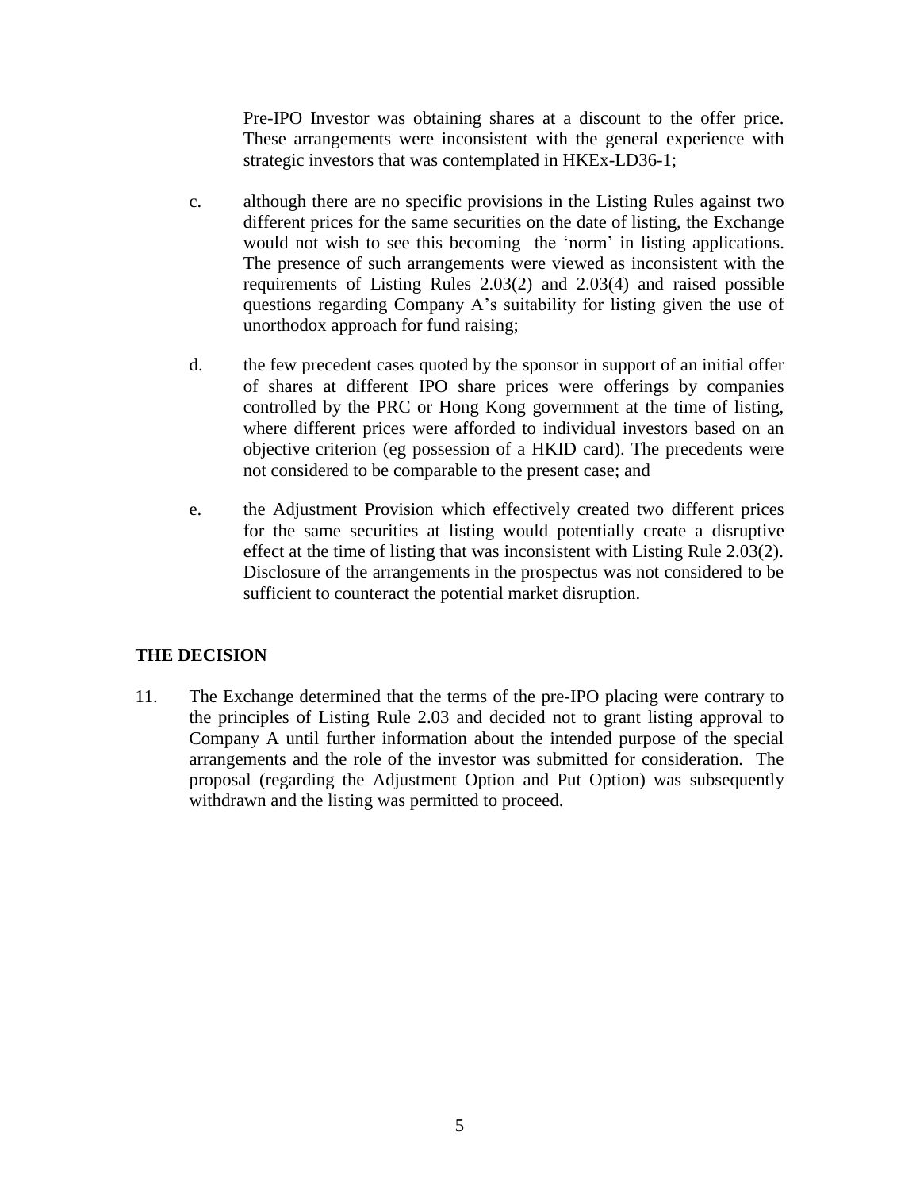Pre-IPO Investor was obtaining shares at a discount to the offer price. These arrangements were inconsistent with the general experience with strategic investors that was contemplated in HKEx-LD36-1;

c. although there are no specific provisions in the Listing Rules against two different prices for the same securities on the date of listing, the Exchange would not wish to see this becoming the 'norm' in listing applications. The presence of such arrangements were viewed as inconsistent with the requirements of Listing Rules 2.03(2) and 2.03(4) and raised possible questions regarding Company A's suitability for listing given the use of unorthodox approach for fund raising;

d. the few precedent cases quoted by the sponsor in support of an initial offer of shares at different IPO share prices were offerings by companies controlled by the PRC or Hong Kong government at the time of listing, where different prices were afforded to individual investors based on an objective criterion (eg possession of a HKID card). The precedents were not considered to be comparable to the present case; and

e. the Adjustment Provision which effectively created two different prices for the same securities at listing would potentially create a disruptive effect at the time of listing that was inconsistent with Listing Rule 2.03(2). Disclosure of the arrangements in the prospectus was not considered to be sufficient to counteract the potential market disruption.

## THE DECISION

11. The Exchange determined that the terms of the pre-IPO placing were contrary to the principles of Listing Rule 2.03 and decided not to grant listing approval to Company A until further information about the intended purpose of the special arrangements and the role of the investor was submitted for consideration. The proposal (regarding the Adjustment Option and Put Option) was subsequently withdrawn and the listing was permitted to proceed.